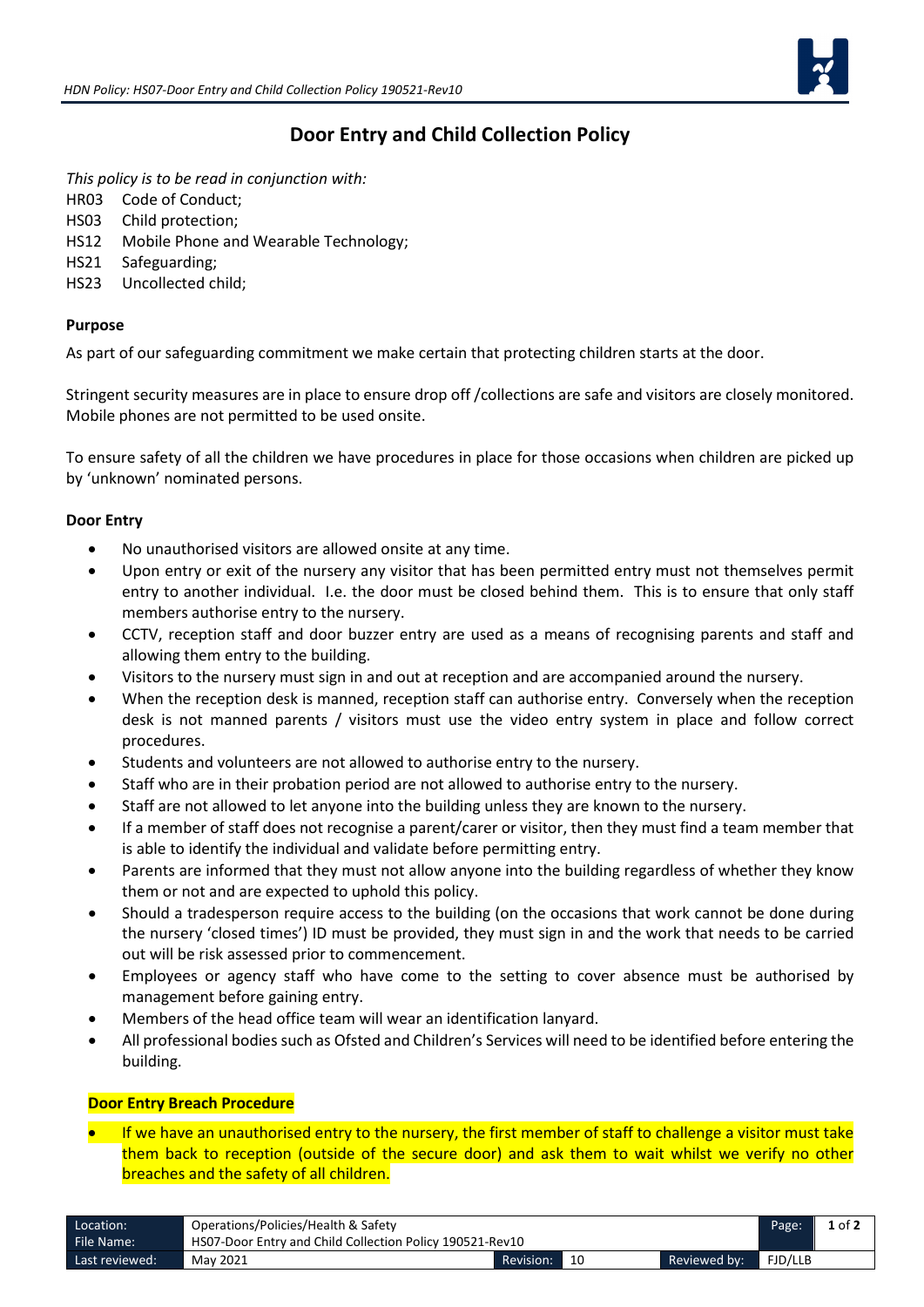# Door Entry and Child Collection Policy

*This policy is to be read in conjunction with:*

HR03 Code of Conduct;
HS03 Child protection;
HS12 Mobile Phone and Wearable Technology;
HS21 Safeguarding;
HS23 Uncollected child;

**Purpose**

As part of our safeguarding commitment we make certain that protecting children starts at the door.

Stringent security measures are in place to ensure drop off /collections are safe and visitors are closely monitored. Mobile phones are not permitted to be used onsite.

To ensure safety of all the children we have procedures in place for those occasions when children are picked up by 'unknown' nominated persons.

**Door Entry**

- No unauthorised visitors are allowed onsite at any time.
- Upon entry or exit of the nursery any visitor that has been permitted entry must not themselves permit entry to another individual. I.e. the door must be closed behind them. This is to ensure that only staff members authorise entry to the nursery.
- CCTV, reception staff and door buzzer entry are used as a means of recognising parents and staff and allowing them entry to the building.
- Visitors to the nursery must sign in and out at reception and are accompanied around the nursery.
- When the reception desk is manned, reception staff can authorise entry. Conversely when the reception desk is not manned parents / visitors must use the video entry system in place and follow correct procedures.
- Students and volunteers are not allowed to authorise entry to the nursery.
- Staff who are in their probation period are not allowed to authorise entry to the nursery.
- Staff are not allowed to let anyone into the building unless they are known to the nursery.
- If a member of staff does not recognise a parent/carer or visitor, then they must find a team member that is able to identify the individual and validate before permitting entry.
- Parents are informed that they must not allow anyone into the building regardless of whether they know them or not and are expected to uphold this policy.
- Should a tradesperson require access to the building (on the occasions that work cannot be done during the nursery 'closed times') ID must be provided, they must sign in and the work that needs to be carried out will be risk assessed prior to commencement.
- Employees or agency staff who have come to the setting to cover absence must be authorised by management before gaining entry.
- Members of the head office team will wear an identification lanyard.
- All professional bodies such as Ofsted and Children's Services will need to be identified before entering the building.

**Door Entry Breach Procedure**

- If we have an unauthorised entry to the nursery, the first member of staff to challenge a visitor must take them back to reception (outside of the secure door) and ask them to wait whilst we verify no other breaches and the safety of all children.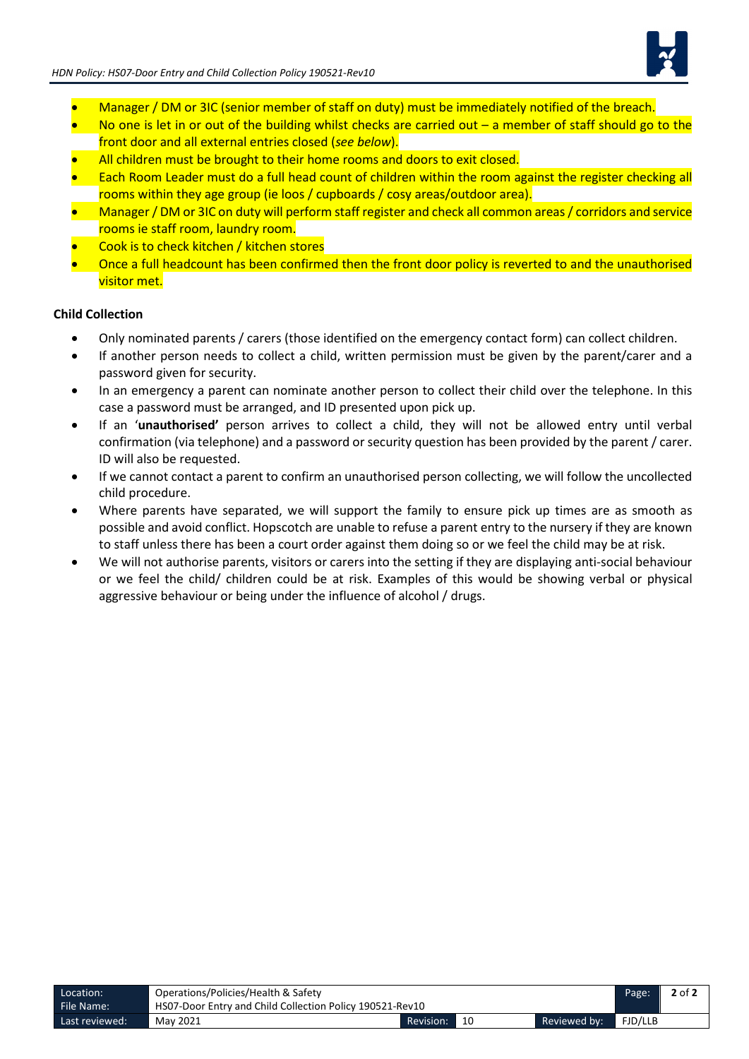- Manager / DM or 3IC (senior member of staff on duty) must be immediately notified of the breach.
- No one is let in or out of the building whilst checks are carried out – a member of staff should go to the front door and all external entries closed (*see below*).
- All children must be brought to their home rooms and doors to exit closed.
- Each Room Leader must do a full head count of children within the room against the register checking all rooms within they age group (ie loos / cupboards / cosy areas/outdoor area).
- Manager / DM or 3IC on duty will perform staff register and check all common areas / corridors and service rooms ie staff room, laundry room.
- Cook is to check kitchen / kitchen stores
- Once a full headcount has been confirmed then the front door policy is reverted to and the unauthorised visitor met.

**Child Collection**

- Only nominated parents / carers (those identified on the emergency contact form) can collect children.
- If another person needs to collect a child, written permission must be given by the parent/carer and a password given for security.
- In an emergency a parent can nominate another person to collect their child over the telephone. In this case a password must be arranged, and ID presented upon pick up.
- If an '**unauthorised'** person arrives to collect a child, they will not be allowed entry until verbal confirmation (via telephone) and a password or security question has been provided by the parent / carer. ID will also be requested.
- If we cannot contact a parent to confirm an unauthorised person collecting, we will follow the uncollected child procedure.
- Where parents have separated, we will support the family to ensure pick up times are as smooth as possible and avoid conflict. Hopscotch are unable to refuse a parent entry to the nursery if they are known to staff unless there has been a court order against them doing so or we feel the child may be at risk.
- We will not authorise parents, visitors or carers into the setting if they are displaying anti-social behaviour or we feel the child/ children could be at risk. Examples of this would be showing verbal or physical aggressive behaviour or being under the influence of alcohol / drugs.